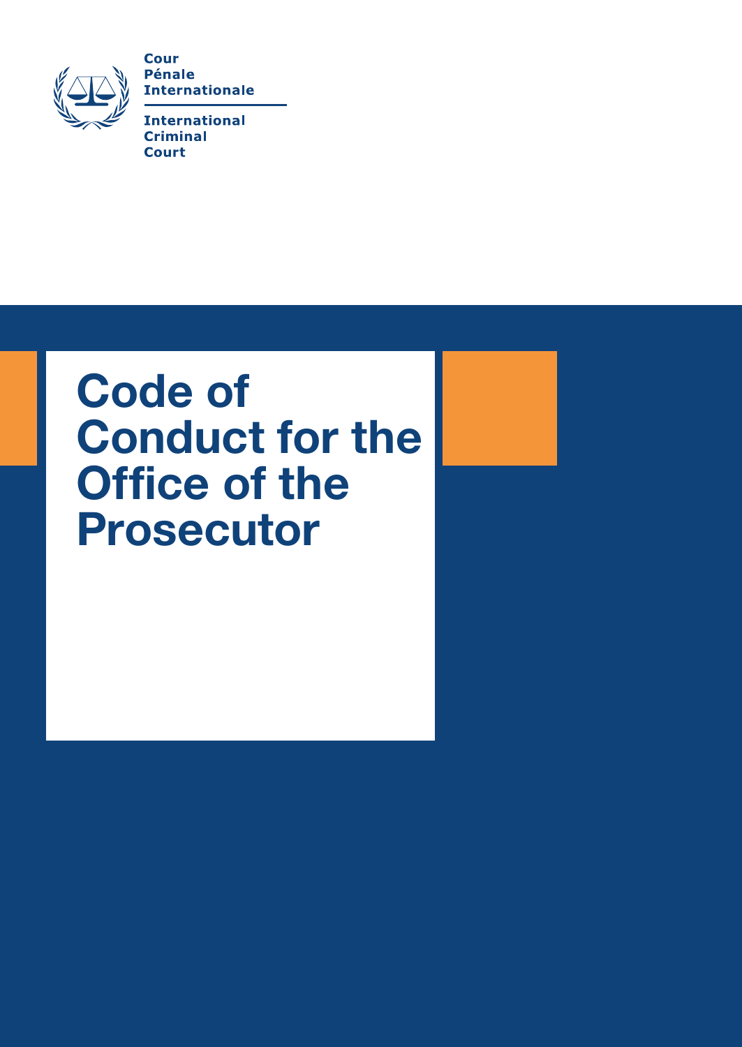Cour
Pénale
Internationale

International
Criminal
Court

# Code of Conduct for the Office of the Prosecutor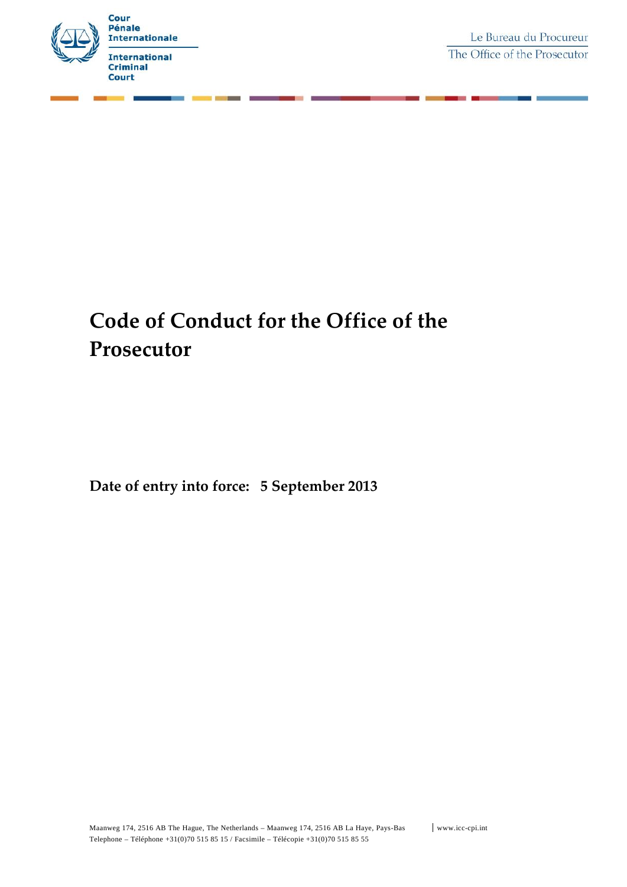# Code of Conduct for the Office of the Prosecutor

**Date of entry into force: 5 September 2013**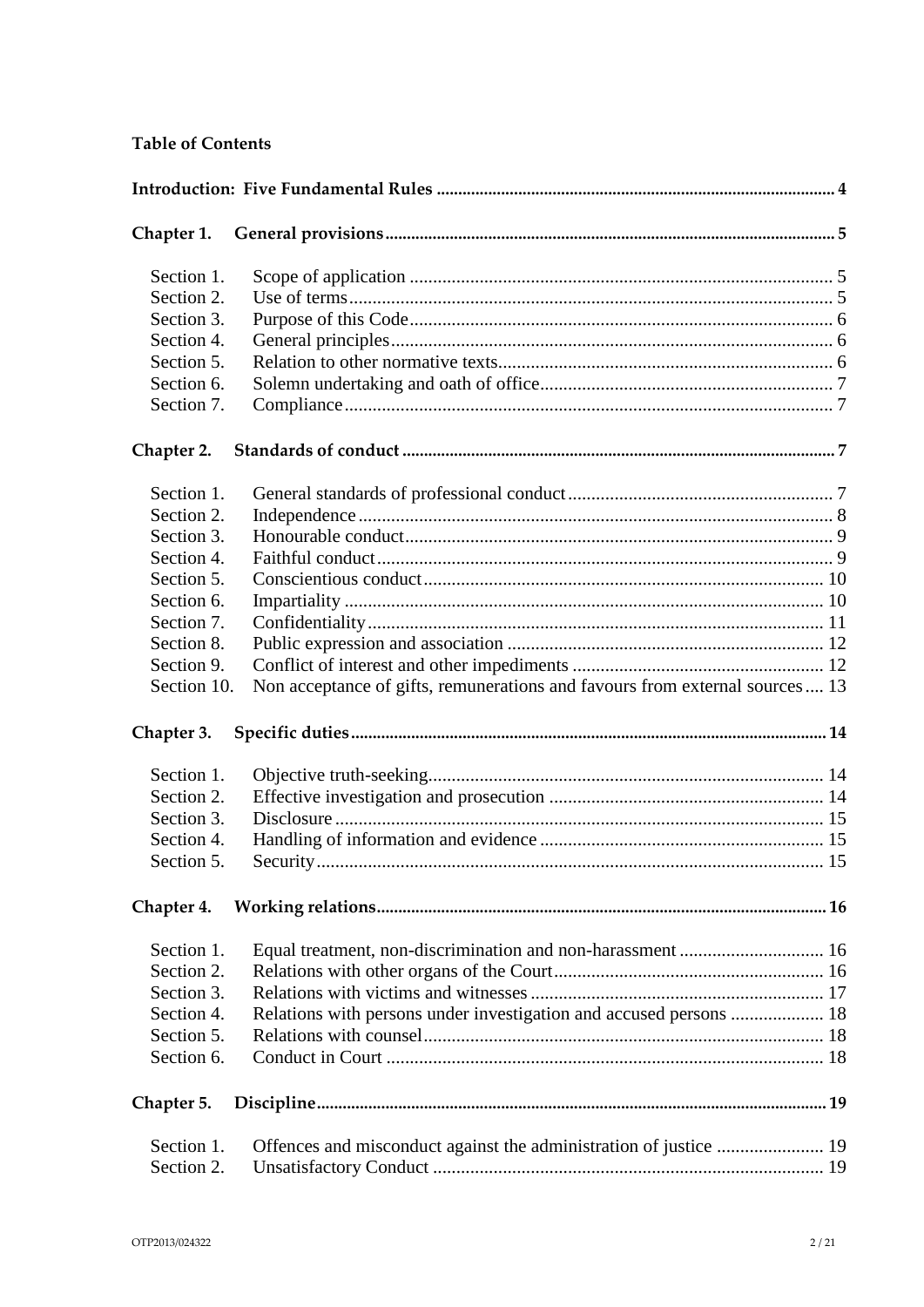**Table of Contents**

| | | |
|---|---|---|
| **Introduction: Five Fundamental Rules** | | **4** |
| **Chapter 1.** | **General provisions** | **5** |
| Section 1. | Scope of application | 5 |
| Section 2. | Use of terms | 5 |
| Section 3. | Purpose of this Code | 6 |
| Section 4. | General principles | 6 |
| Section 5. | Relation to other normative texts | 6 |
| Section 6. | Solemn undertaking and oath of office | 7 |
| Section 7. | Compliance | 7 |
| **Chapter 2.** | **Standards of conduct** | **7** |
| Section 1. | General standards of professional conduct | 7 |
| Section 2. | Independence | 8 |
| Section 3. | Honourable conduct | 9 |
| Section 4. | Faithful conduct | 9 |
| Section 5. | Conscientious conduct | 10 |
| Section 6. | Impartiality | 10 |
| Section 7. | Confidentiality | 11 |
| Section 8. | Public expression and association | 12 |
| Section 9. | Conflict of interest and other impediments | 12 |
| Section 10. | Non acceptance of gifts, remunerations and favours from external sources | 13 |
| **Chapter 3.** | **Specific duties** | **14** |
| Section 1. | Objective truth-seeking | 14 |
| Section 2. | Effective investigation and prosecution | 14 |
| Section 3. | Disclosure | 15 |
| Section 4. | Handling of information and evidence | 15 |
| Section 5. | Security | 15 |
| **Chapter 4.** | **Working relations** | **16** |
| Section 1. | Equal treatment, non-discrimination and non-harassment | 16 |
| Section 2. | Relations with other organs of the Court | 16 |
| Section 3. | Relations with victims and witnesses | 17 |
| Section 4. | Relations with persons under investigation and accused persons | 18 |
| Section 5. | Relations with counsel | 18 |
| Section 6. | Conduct in Court | 18 |
| **Chapter 5.** | **Discipline** | **19** |
| Section 1. | Offences and misconduct against the administration of justice | 19 |
| Section 2. | Unsatisfactory Conduct | 19 |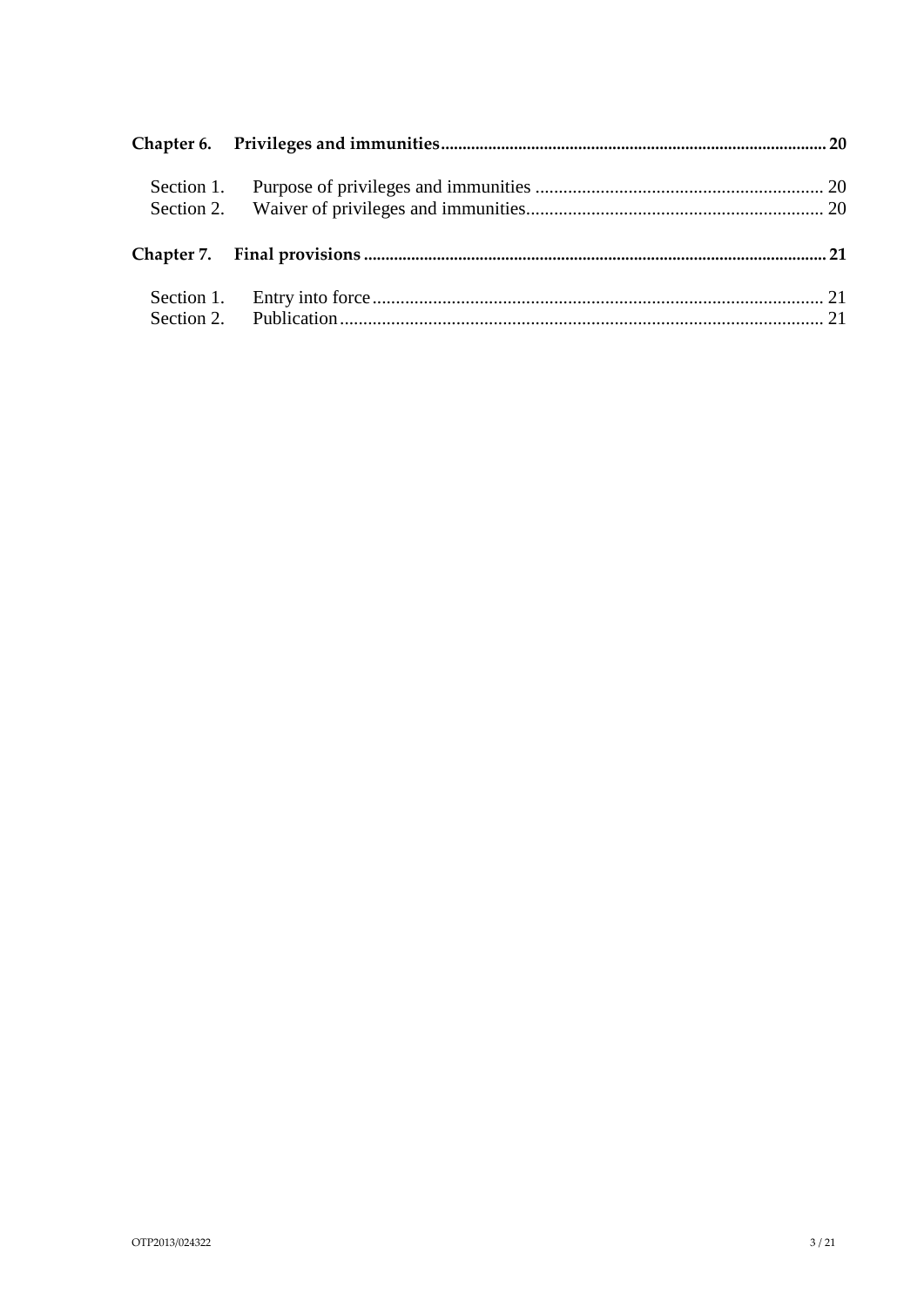**Chapter 6. Privileges and immunities** ........................................ 20

Section 1. Purpose of privileges and immunities ........................................ 20

Section 2. Waiver of privileges and immunities ........................................ 20

**Chapter 7. Final provisions** ........................................ 21

Section 1. Entry into force ........................................ 21

Section 2. Publication ........................................ 21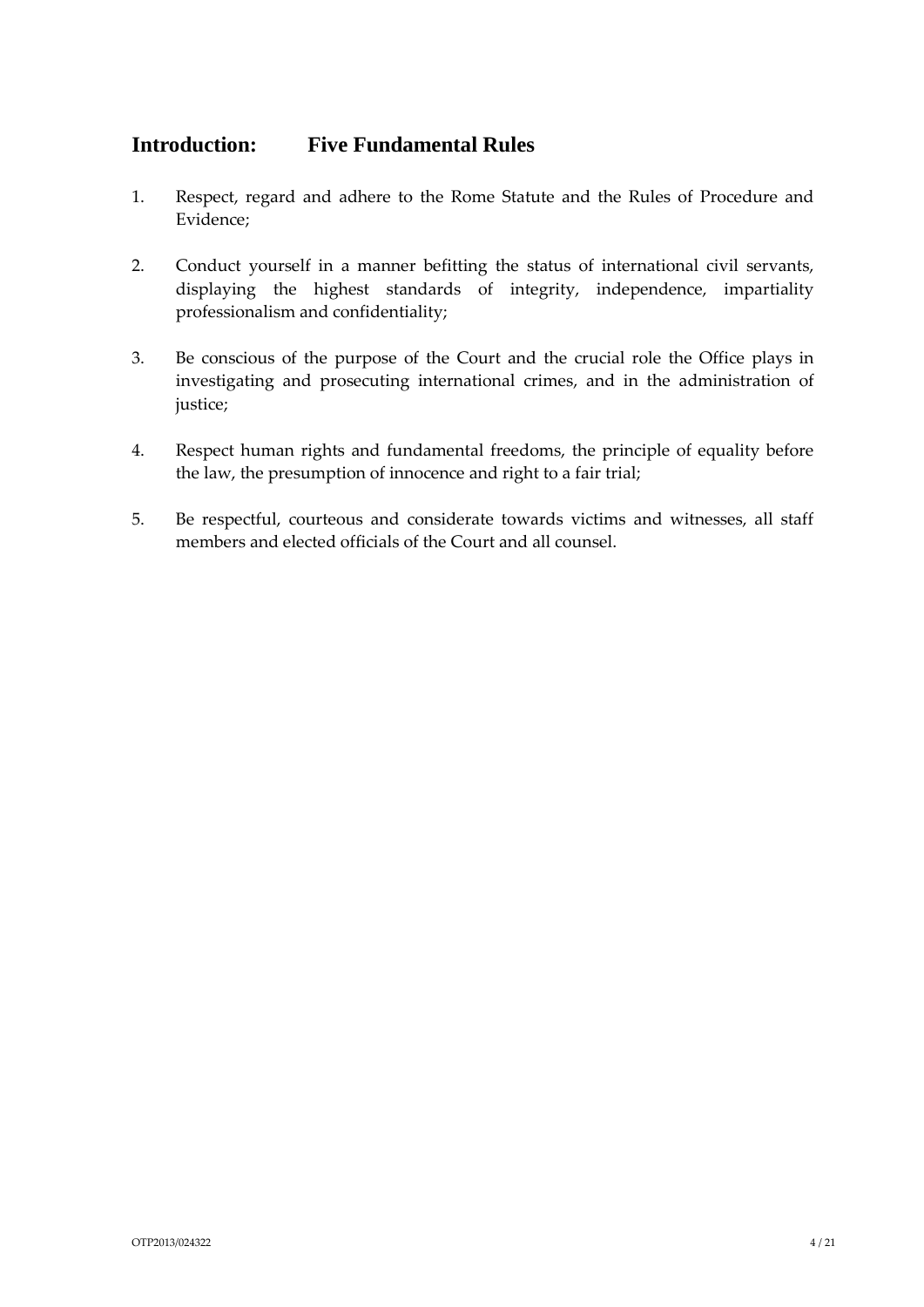## Introduction: Five Fundamental Rules

1. Respect, regard and adhere to the Rome Statute and the Rules of Procedure and Evidence;

2. Conduct yourself in a manner befitting the status of international civil servants, displaying the highest standards of integrity, independence, impartiality professionalism and confidentiality;

3. Be conscious of the purpose of the Court and the crucial role the Office plays in investigating and prosecuting international crimes, and in the administration of justice;

4. Respect human rights and fundamental freedoms, the principle of equality before the law, the presumption of innocence and right to a fair trial;

5. Be respectful, courteous and considerate towards victims and witnesses, all staff members and elected officials of the Court and all counsel.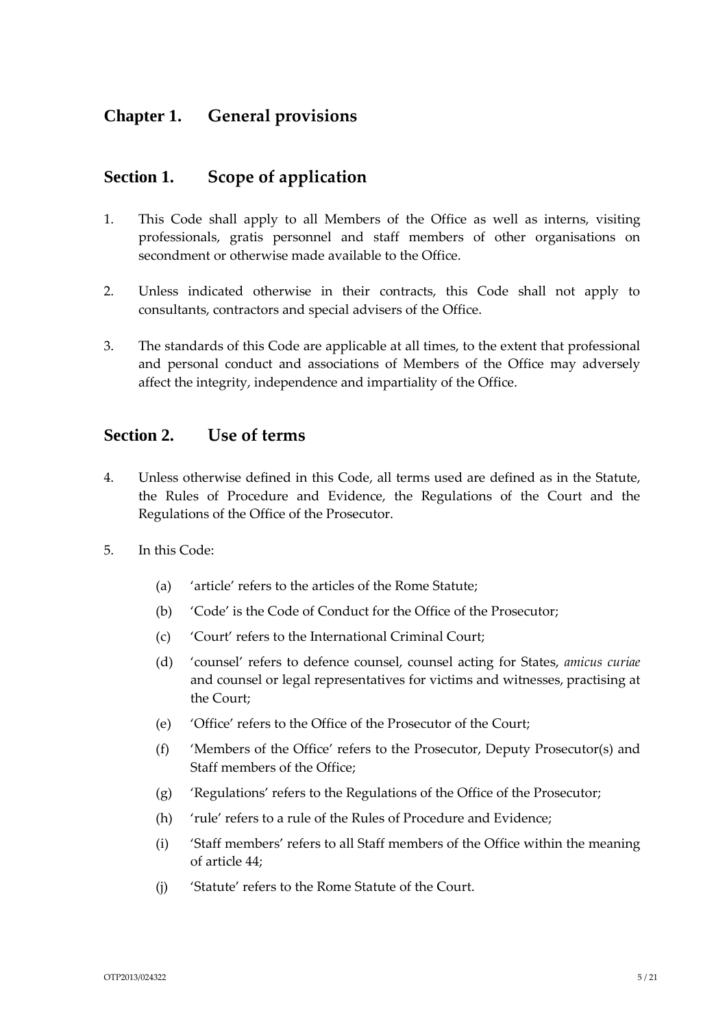# Chapter 1. General provisions

## Section 1. Scope of application

1. This Code shall apply to all Members of the Office as well as interns, visiting professionals, gratis personnel and staff members of other organisations on secondment or otherwise made available to the Office.

2. Unless indicated otherwise in their contracts, this Code shall not apply to consultants, contractors and special advisers of the Office.

3. The standards of this Code are applicable at all times, to the extent that professional and personal conduct and associations of Members of the Office may adversely affect the integrity, independence and impartiality of the Office.

## Section 2. Use of terms

4. Unless otherwise defined in this Code, all terms used are defined as in the Statute, the Rules of Procedure and Evidence, the Regulations of the Court and the Regulations of the Office of the Prosecutor.

5. In this Code:

   (a) 'article' refers to the articles of the Rome Statute;

   (b) 'Code' is the Code of Conduct for the Office of the Prosecutor;

   (c) 'Court' refers to the International Criminal Court;

   (d) 'counsel' refers to defence counsel, counsel acting for States, *amicus curiae* and counsel or legal representatives for victims and witnesses, practising at the Court;

   (e) 'Office' refers to the Office of the Prosecutor of the Court;

   (f) 'Members of the Office' refers to the Prosecutor, Deputy Prosecutor(s) and Staff members of the Office;

   (g) 'Regulations' refers to the Regulations of the Office of the Prosecutor;

   (h) 'rule' refers to a rule of the Rules of Procedure and Evidence;

   (i) 'Staff members' refers to all Staff members of the Office within the meaning of article 44;

   (j) 'Statute' refers to the Rome Statute of the Court.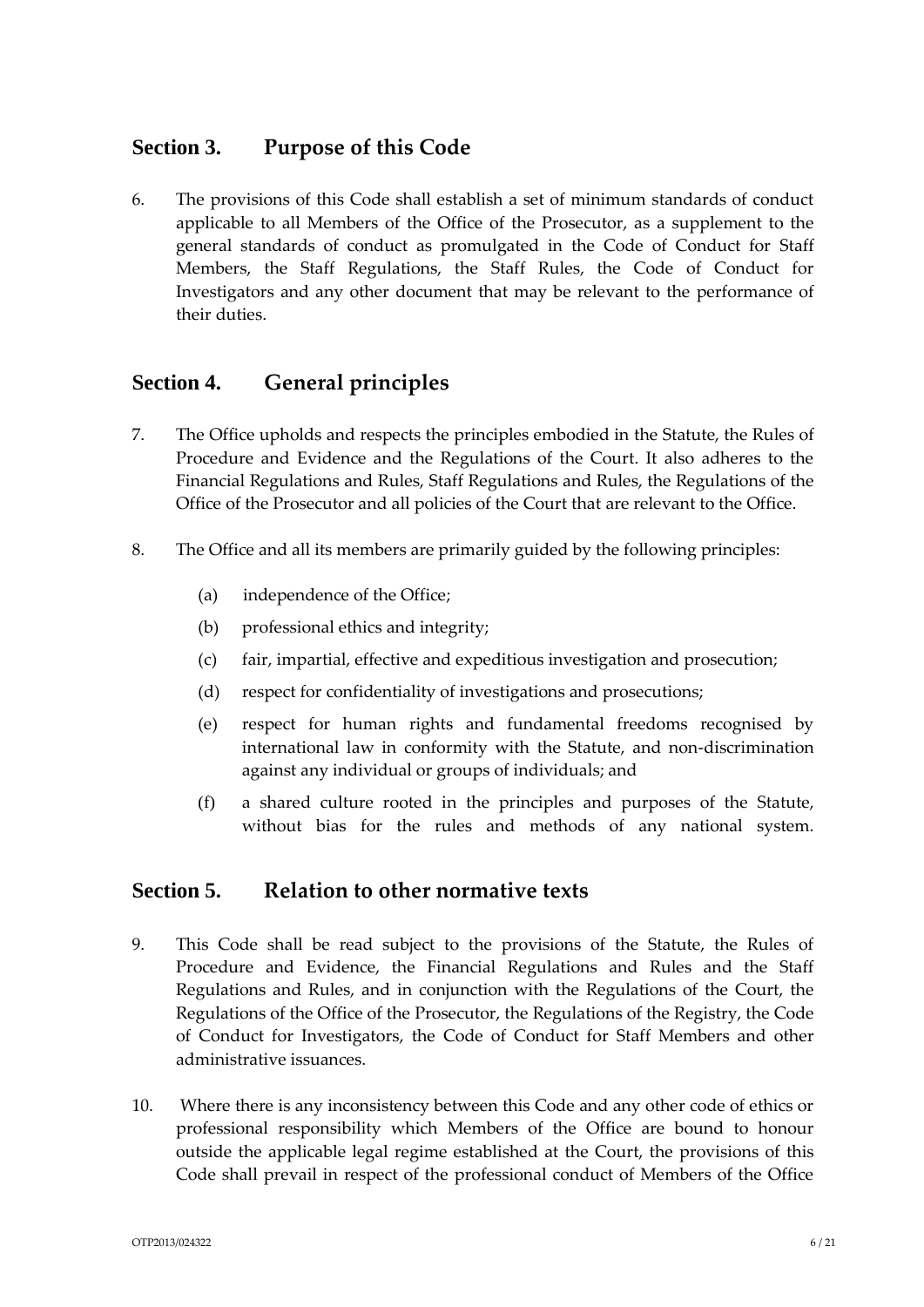## Section 3. Purpose of this Code

6. The provisions of this Code shall establish a set of minimum standards of conduct applicable to all Members of the Office of the Prosecutor, as a supplement to the general standards of conduct as promulgated in the Code of Conduct for Staff Members, the Staff Regulations, the Staff Rules, the Code of Conduct for Investigators and any other document that may be relevant to the performance of their duties.

## Section 4. General principles

7. The Office upholds and respects the principles embodied in the Statute, the Rules of Procedure and Evidence and the Regulations of the Court. It also adheres to the Financial Regulations and Rules, Staff Regulations and Rules, the Regulations of the Office of the Prosecutor and all policies of the Court that are relevant to the Office.

8. The Office and all its members are primarily guided by the following principles:

   (a) independence of the Office;

   (b) professional ethics and integrity;

   (c) fair, impartial, effective and expeditious investigation and prosecution;

   (d) respect for confidentiality of investigations and prosecutions;

   (e) respect for human rights and fundamental freedoms recognised by international law in conformity with the Statute, and non-discrimination against any individual or groups of individuals; and

   (f) a shared culture rooted in the principles and purposes of the Statute, without bias for the rules and methods of any national system.

## Section 5. Relation to other normative texts

9. This Code shall be read subject to the provisions of the Statute, the Rules of Procedure and Evidence, the Financial Regulations and Rules and the Staff Regulations and Rules, and in conjunction with the Regulations of the Court, the Regulations of the Office of the Prosecutor, the Regulations of the Registry, the Code of Conduct for Investigators, the Code of Conduct for Staff Members and other administrative issuances.

10. Where there is any inconsistency between this Code and any other code of ethics or professional responsibility which Members of the Office are bound to honour outside the applicable legal regime established at the Court, the provisions of this Code shall prevail in respect of the professional conduct of Members of the Office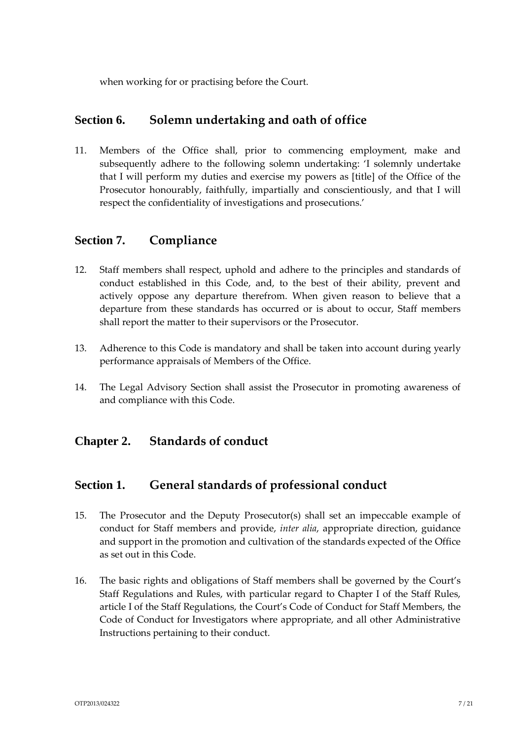when working for or practising before the Court.

## Section 6. Solemn undertaking and oath of office

11. Members of the Office shall, prior to commencing employment, make and subsequently adhere to the following solemn undertaking: 'I solemnly undertake that I will perform my duties and exercise my powers as [title] of the Office of the Prosecutor honourably, faithfully, impartially and conscientiously, and that I will respect the confidentiality of investigations and prosecutions.'

## Section 7. Compliance

12. Staff members shall respect, uphold and adhere to the principles and standards of conduct established in this Code, and, to the best of their ability, prevent and actively oppose any departure therefrom. When given reason to believe that a departure from these standards has occurred or is about to occur, Staff members shall report the matter to their supervisors or the Prosecutor.

13. Adherence to this Code is mandatory and shall be taken into account during yearly performance appraisals of Members of the Office.

14. The Legal Advisory Section shall assist the Prosecutor in promoting awareness of and compliance with this Code.

# Chapter 2. Standards of conduct

## Section 1. General standards of professional conduct

15. The Prosecutor and the Deputy Prosecutor(s) shall set an impeccable example of conduct for Staff members and provide, *inter alia*, appropriate direction, guidance and support in the promotion and cultivation of the standards expected of the Office as set out in this Code.

16. The basic rights and obligations of Staff members shall be governed by the Court's Staff Regulations and Rules, with particular regard to Chapter I of the Staff Rules, article I of the Staff Regulations, the Court's Code of Conduct for Staff Members, the Code of Conduct for Investigators where appropriate, and all other Administrative Instructions pertaining to their conduct.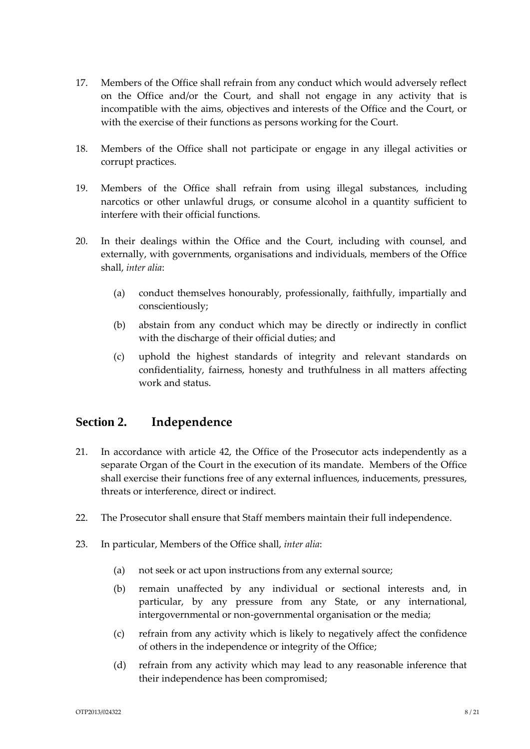17. Members of the Office shall refrain from any conduct which would adversely reflect on the Office and/or the Court, and shall not engage in any activity that is incompatible with the aims, objectives and interests of the Office and the Court, or with the exercise of their functions as persons working for the Court.

18. Members of the Office shall not participate or engage in any illegal activities or corrupt practices.

19. Members of the Office shall refrain from using illegal substances, including narcotics or other unlawful drugs, or consume alcohol in a quantity sufficient to interfere with their official functions.

20. In their dealings within the Office and the Court, including with counsel, and externally, with governments, organisations and individuals, members of the Office shall, *inter alia*:

    (a) conduct themselves honourably, professionally, faithfully, impartially and conscientiously;

    (b) abstain from any conduct which may be directly or indirectly in conflict with the discharge of their official duties; and

    (c) uphold the highest standards of integrity and relevant standards on confidentiality, fairness, honesty and truthfulness in all matters affecting work and status.

## Section 2. Independence

21. In accordance with article 42, the Office of the Prosecutor acts independently as a separate Organ of the Court in the execution of its mandate. Members of the Office shall exercise their functions free of any external influences, inducements, pressures, threats or interference, direct or indirect.

22. The Prosecutor shall ensure that Staff members maintain their full independence.

23. In particular, Members of the Office shall, *inter alia*:

    (a) not seek or act upon instructions from any external source;

    (b) remain unaffected by any individual or sectional interests and, in particular, by any pressure from any State, or any international, intergovernmental or non-governmental organisation or the media;

    (c) refrain from any activity which is likely to negatively affect the confidence of others in the independence or integrity of the Office;

    (d) refrain from any activity which may lead to any reasonable inference that their independence has been compromised;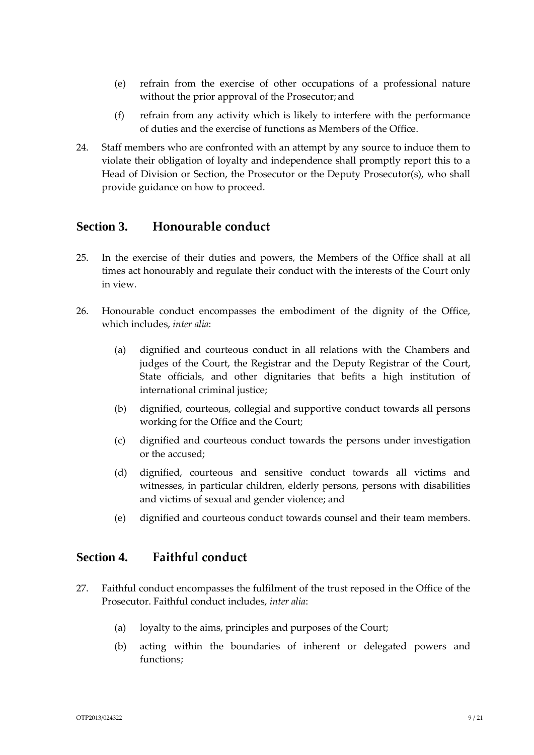(e) refrain from the exercise of other occupations of a professional nature without the prior approval of the Prosecutor; and

(f) refrain from any activity which is likely to interfere with the performance of duties and the exercise of functions as Members of the Office.

24. Staff members who are confronted with an attempt by any source to induce them to violate their obligation of loyalty and independence shall promptly report this to a Head of Division or Section, the Prosecutor or the Deputy Prosecutor(s), who shall provide guidance on how to proceed.

## Section 3. Honourable conduct

25. In the exercise of their duties and powers, the Members of the Office shall at all times act honourably and regulate their conduct with the interests of the Court only in view.

26. Honourable conduct encompasses the embodiment of the dignity of the Office, which includes, *inter alia*:

    (a) dignified and courteous conduct in all relations with the Chambers and judges of the Court, the Registrar and the Deputy Registrar of the Court, State officials, and other dignitaries that befits a high institution of international criminal justice;

    (b) dignified, courteous, collegial and supportive conduct towards all persons working for the Office and the Court;

    (c) dignified and courteous conduct towards the persons under investigation or the accused;

    (d) dignified, courteous and sensitive conduct towards all victims and witnesses, in particular children, elderly persons, persons with disabilities and victims of sexual and gender violence; and

    (e) dignified and courteous conduct towards counsel and their team members.

## Section 4. Faithful conduct

27. Faithful conduct encompasses the fulfilment of the trust reposed in the Office of the Prosecutor. Faithful conduct includes, *inter alia*:

    (a) loyalty to the aims, principles and purposes of the Court;

    (b) acting within the boundaries of inherent or delegated powers and functions;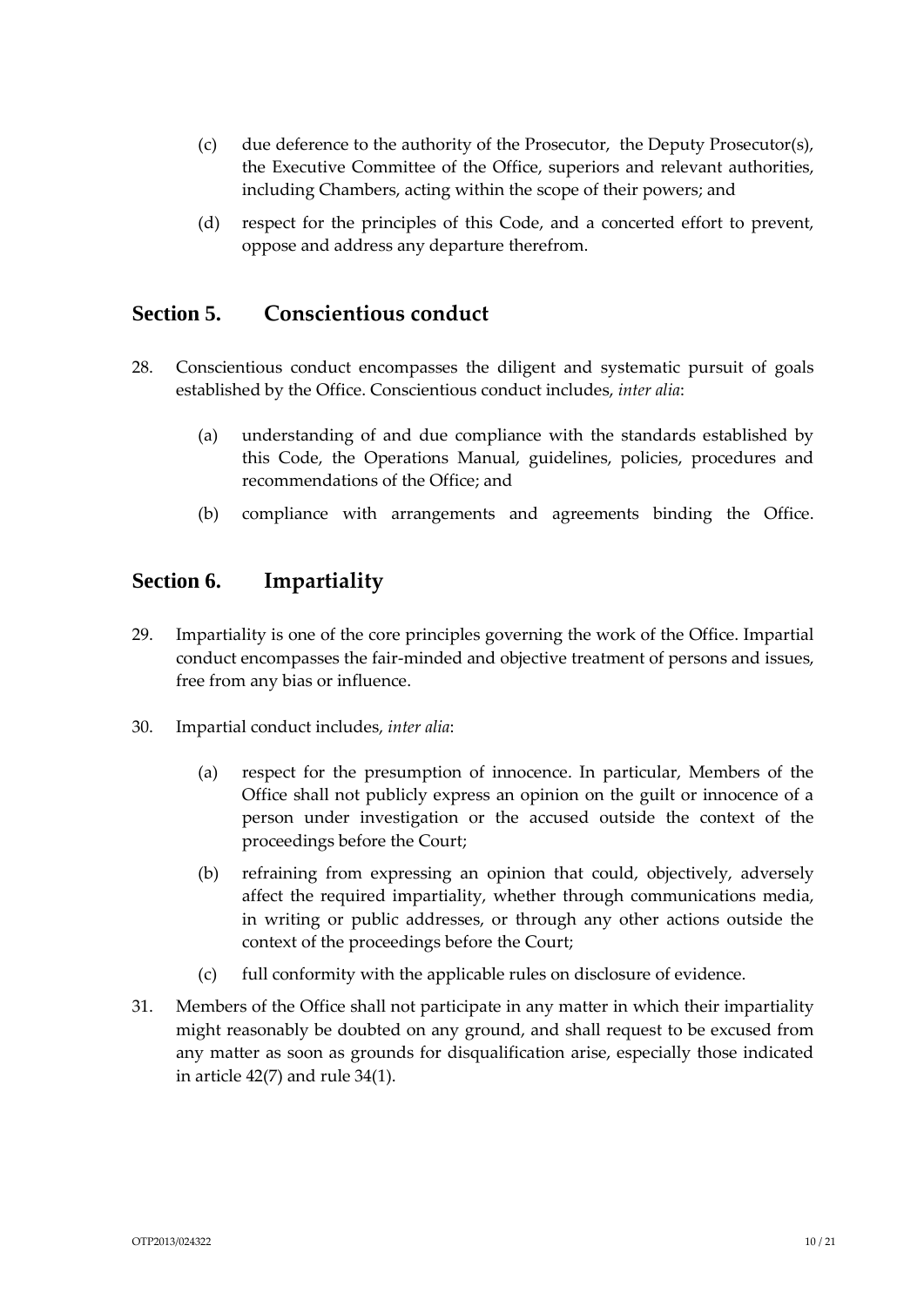(c) due deference to the authority of the Prosecutor, the Deputy Prosecutor(s), the Executive Committee of the Office, superiors and relevant authorities, including Chambers, acting within the scope of their powers; and

(d) respect for the principles of this Code, and a concerted effort to prevent, oppose and address any departure therefrom.

## Section 5. Conscientious conduct

28. Conscientious conduct encompasses the diligent and systematic pursuit of goals established by the Office. Conscientious conduct includes, *inter alia*:

    (a) understanding of and due compliance with the standards established by this Code, the Operations Manual, guidelines, policies, procedures and recommendations of the Office; and

    (b) compliance with arrangements and agreements binding the Office.

## Section 6. Impartiality

29. Impartiality is one of the core principles governing the work of the Office. Impartial conduct encompasses the fair-minded and objective treatment of persons and issues, free from any bias or influence.

30. Impartial conduct includes, *inter alia*:

    (a) respect for the presumption of innocence. In particular, Members of the Office shall not publicly express an opinion on the guilt or innocence of a person under investigation or the accused outside the context of the proceedings before the Court;

    (b) refraining from expressing an opinion that could, objectively, adversely affect the required impartiality, whether through communications media, in writing or public addresses, or through any other actions outside the context of the proceedings before the Court;

    (c) full conformity with the applicable rules on disclosure of evidence.

31. Members of the Office shall not participate in any matter in which their impartiality might reasonably be doubted on any ground, and shall request to be excused from any matter as soon as grounds for disqualification arise, especially those indicated in article 42(7) and rule 34(1).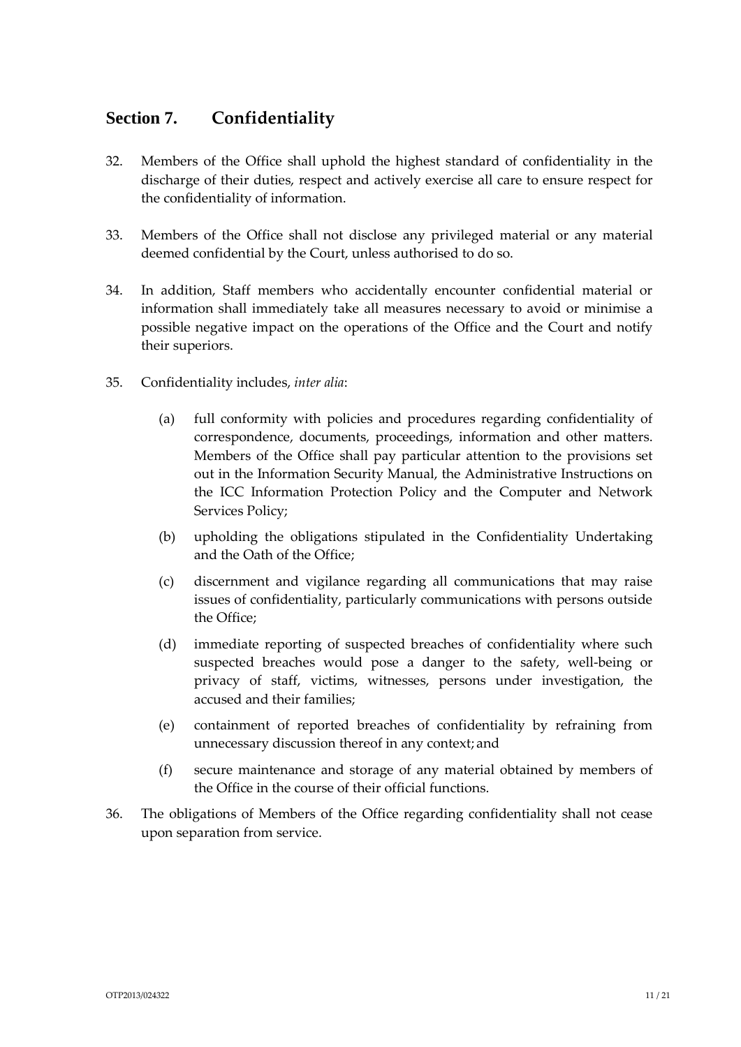## Section 7. Confidentiality

32. Members of the Office shall uphold the highest standard of confidentiality in the discharge of their duties, respect and actively exercise all care to ensure respect for the confidentiality of information.

33. Members of the Office shall not disclose any privileged material or any material deemed confidential by the Court, unless authorised to do so.

34. In addition, Staff members who accidentally encounter confidential material or information shall immediately take all measures necessary to avoid or minimise a possible negative impact on the operations of the Office and the Court and notify their superiors.

35. Confidentiality includes, *inter alia*:

    (a) full conformity with policies and procedures regarding confidentiality of correspondence, documents, proceedings, information and other matters. Members of the Office shall pay particular attention to the provisions set out in the Information Security Manual, the Administrative Instructions on the ICC Information Protection Policy and the Computer and Network Services Policy;

    (b) upholding the obligations stipulated in the Confidentiality Undertaking and the Oath of the Office;

    (c) discernment and vigilance regarding all communications that may raise issues of confidentiality, particularly communications with persons outside the Office;

    (d) immediate reporting of suspected breaches of confidentiality where such suspected breaches would pose a danger to the safety, well-being or privacy of staff, victims, witnesses, persons under investigation, the accused and their families;

    (e) containment of reported breaches of confidentiality by refraining from unnecessary discussion thereof in any context; and

    (f) secure maintenance and storage of any material obtained by members of the Office in the course of their official functions.

36. The obligations of Members of the Office regarding confidentiality shall not cease upon separation from service.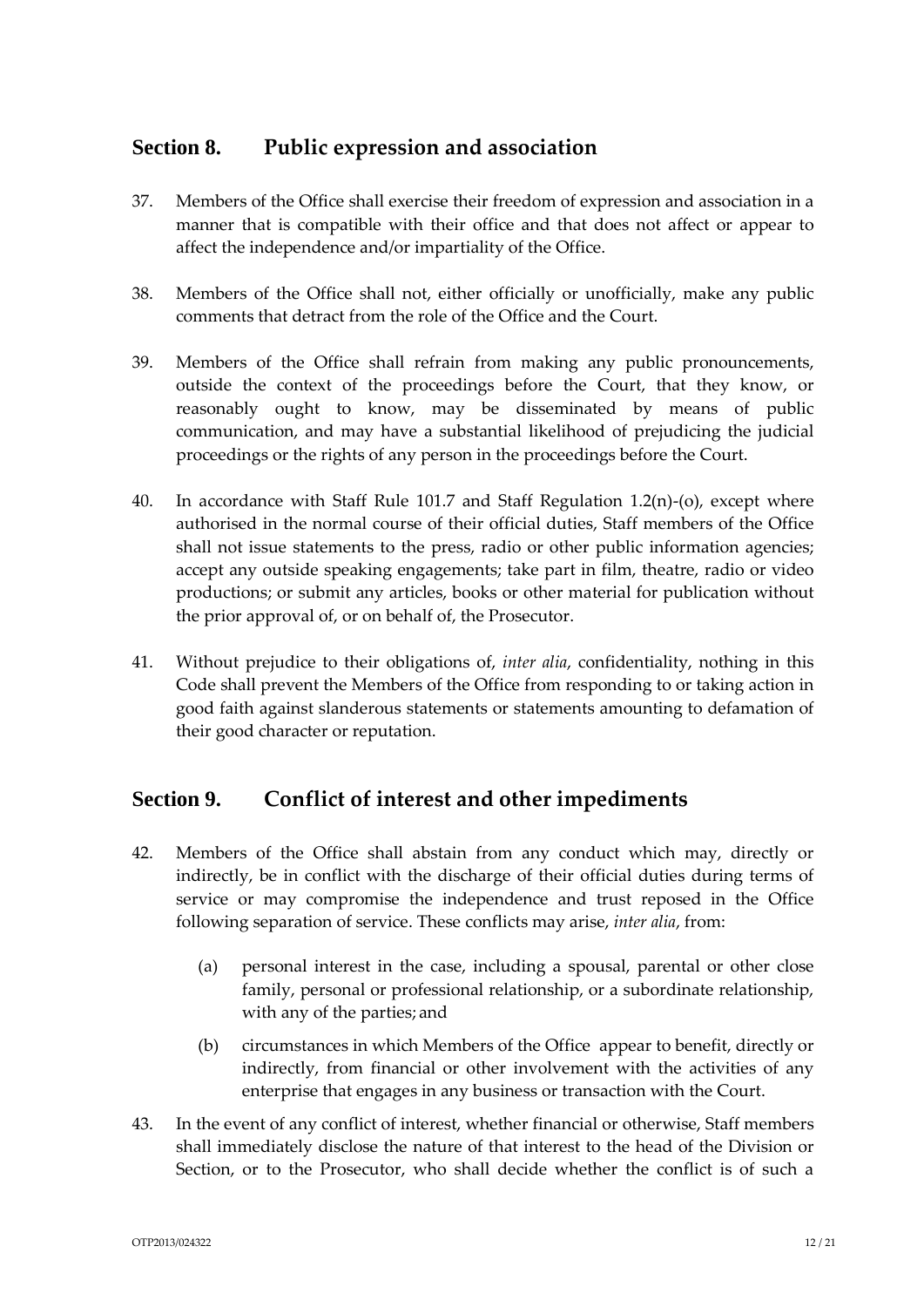## Section 8. Public expression and association

37. Members of the Office shall exercise their freedom of expression and association in a manner that is compatible with their office and that does not affect or appear to affect the independence and/or impartiality of the Office.

38. Members of the Office shall not, either officially or unofficially, make any public comments that detract from the role of the Office and the Court.

39. Members of the Office shall refrain from making any public pronouncements, outside the context of the proceedings before the Court, that they know, or reasonably ought to know, may be disseminated by means of public communication, and may have a substantial likelihood of prejudicing the judicial proceedings or the rights of any person in the proceedings before the Court.

40. In accordance with Staff Rule 101.7 and Staff Regulation 1.2(n)-(o), except where authorised in the normal course of their official duties, Staff members of the Office shall not issue statements to the press, radio or other public information agencies; accept any outside speaking engagements; take part in film, theatre, radio or video productions; or submit any articles, books or other material for publication without the prior approval of, or on behalf of, the Prosecutor.

41. Without prejudice to their obligations of, *inter alia*, confidentiality, nothing in this Code shall prevent the Members of the Office from responding to or taking action in good faith against slanderous statements or statements amounting to defamation of their good character or reputation.

## Section 9. Conflict of interest and other impediments

42. Members of the Office shall abstain from any conduct which may, directly or indirectly, be in conflict with the discharge of their official duties during terms of service or may compromise the independence and trust reposed in the Office following separation of service. These conflicts may arise, *inter alia*, from:

    (a) personal interest in the case, including a spousal, parental or other close family, personal or professional relationship, or a subordinate relationship, with any of the parties; and

    (b) circumstances in which Members of the Office appear to benefit, directly or indirectly, from financial or other involvement with the activities of any enterprise that engages in any business or transaction with the Court.

43. In the event of any conflict of interest, whether financial or otherwise, Staff members shall immediately disclose the nature of that interest to the head of the Division or Section, or to the Prosecutor, who shall decide whether the conflict is of such a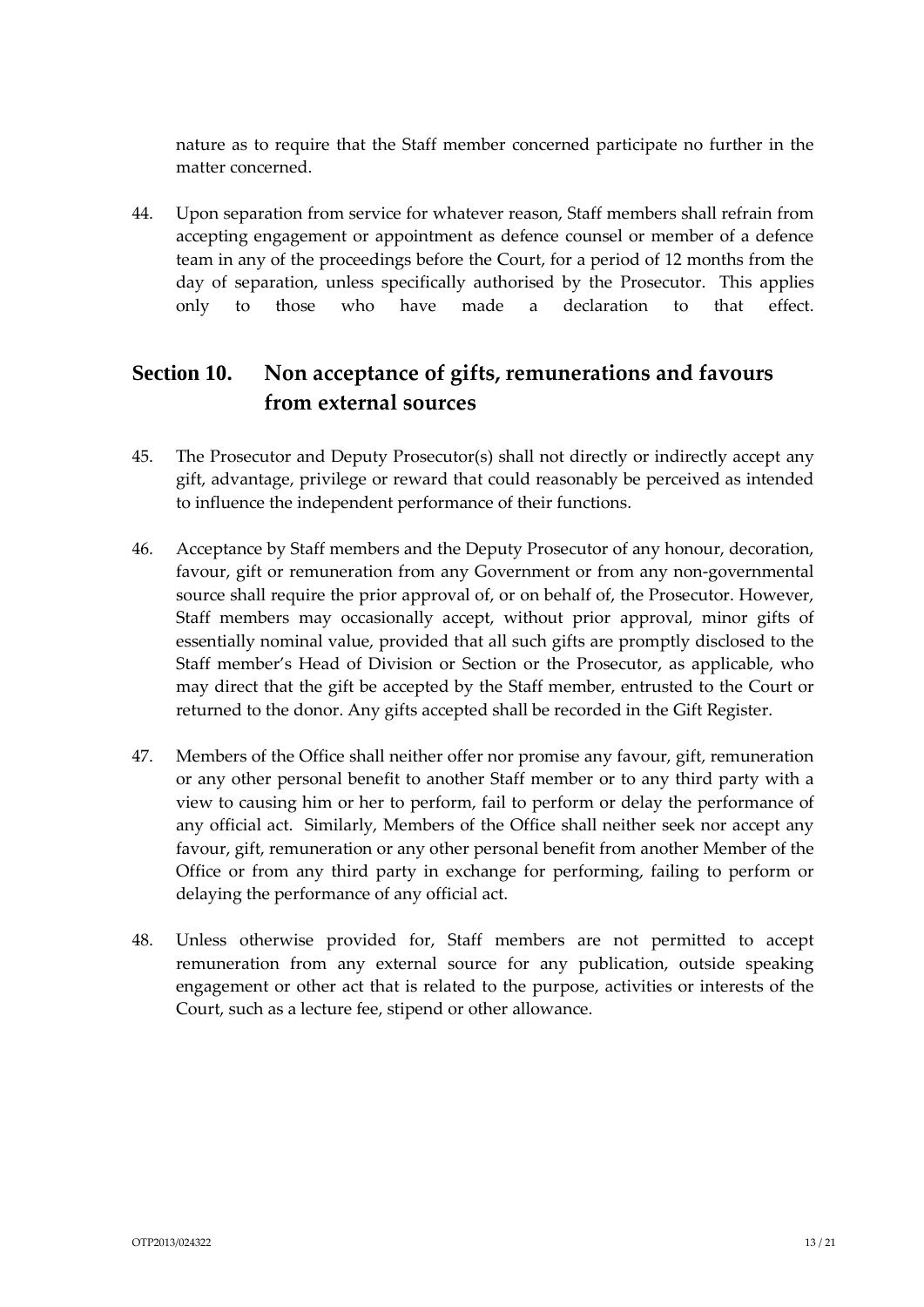nature as to require that the Staff member concerned participate no further in the matter concerned.

44. Upon separation from service for whatever reason, Staff members shall refrain from accepting engagement or appointment as defence counsel or member of a defence team in any of the proceedings before the Court, for a period of 12 months from the day of separation, unless specifically authorised by the Prosecutor. This applies only to those who have made a declaration to that effect.

## Section 10. Non acceptance of gifts, remunerations and favours from external sources

45. The Prosecutor and Deputy Prosecutor(s) shall not directly or indirectly accept any gift, advantage, privilege or reward that could reasonably be perceived as intended to influence the independent performance of their functions.

46. Acceptance by Staff members and the Deputy Prosecutor of any honour, decoration, favour, gift or remuneration from any Government or from any non-governmental source shall require the prior approval of, or on behalf of, the Prosecutor. However, Staff members may occasionally accept, without prior approval, minor gifts of essentially nominal value, provided that all such gifts are promptly disclosed to the Staff member's Head of Division or Section or the Prosecutor, as applicable, who may direct that the gift be accepted by the Staff member, entrusted to the Court or returned to the donor. Any gifts accepted shall be recorded in the Gift Register.

47. Members of the Office shall neither offer nor promise any favour, gift, remuneration or any other personal benefit to another Staff member or to any third party with a view to causing him or her to perform, fail to perform or delay the performance of any official act. Similarly, Members of the Office shall neither seek nor accept any favour, gift, remuneration or any other personal benefit from another Member of the Office or from any third party in exchange for performing, failing to perform or delaying the performance of any official act.

48. Unless otherwise provided for, Staff members are not permitted to accept remuneration from any external source for any publication, outside speaking engagement or other act that is related to the purpose, activities or interests of the Court, such as a lecture fee, stipend or other allowance.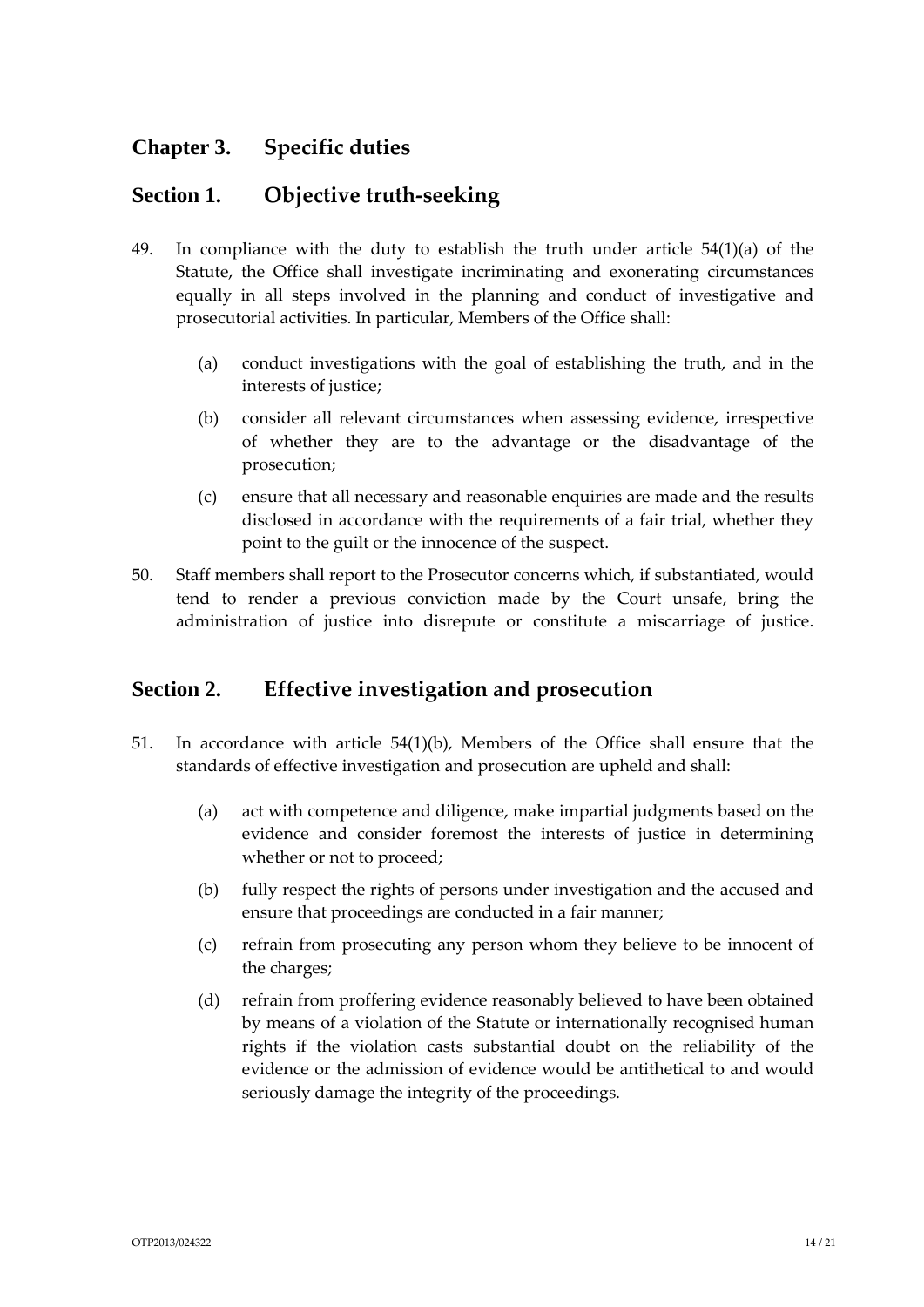## Chapter 3. Specific duties

### Section 1. Objective truth-seeking

49. In compliance with the duty to establish the truth under article 54(1)(a) of the Statute, the Office shall investigate incriminating and exonerating circumstances equally in all steps involved in the planning and conduct of investigative and prosecutorial activities. In particular, Members of the Office shall:

    (a) conduct investigations with the goal of establishing the truth, and in the interests of justice;

    (b) consider all relevant circumstances when assessing evidence, irrespective of whether they are to the advantage or the disadvantage of the prosecution;

    (c) ensure that all necessary and reasonable enquiries are made and the results disclosed in accordance with the requirements of a fair trial, whether they point to the guilt or the innocence of the suspect.

50. Staff members shall report to the Prosecutor concerns which, if substantiated, would tend to render a previous conviction made by the Court unsafe, bring the administration of justice into disrepute or constitute a miscarriage of justice.

### Section 2. Effective investigation and prosecution

51. In accordance with article 54(1)(b), Members of the Office shall ensure that the standards of effective investigation and prosecution are upheld and shall:

    (a) act with competence and diligence, make impartial judgments based on the evidence and consider foremost the interests of justice in determining whether or not to proceed;

    (b) fully respect the rights of persons under investigation and the accused and ensure that proceedings are conducted in a fair manner;

    (c) refrain from prosecuting any person whom they believe to be innocent of the charges;

    (d) refrain from proffering evidence reasonably believed to have been obtained by means of a violation of the Statute or internationally recognised human rights if the violation casts substantial doubt on the reliability of the evidence or the admission of evidence would be antithetical to and would seriously damage the integrity of the proceedings.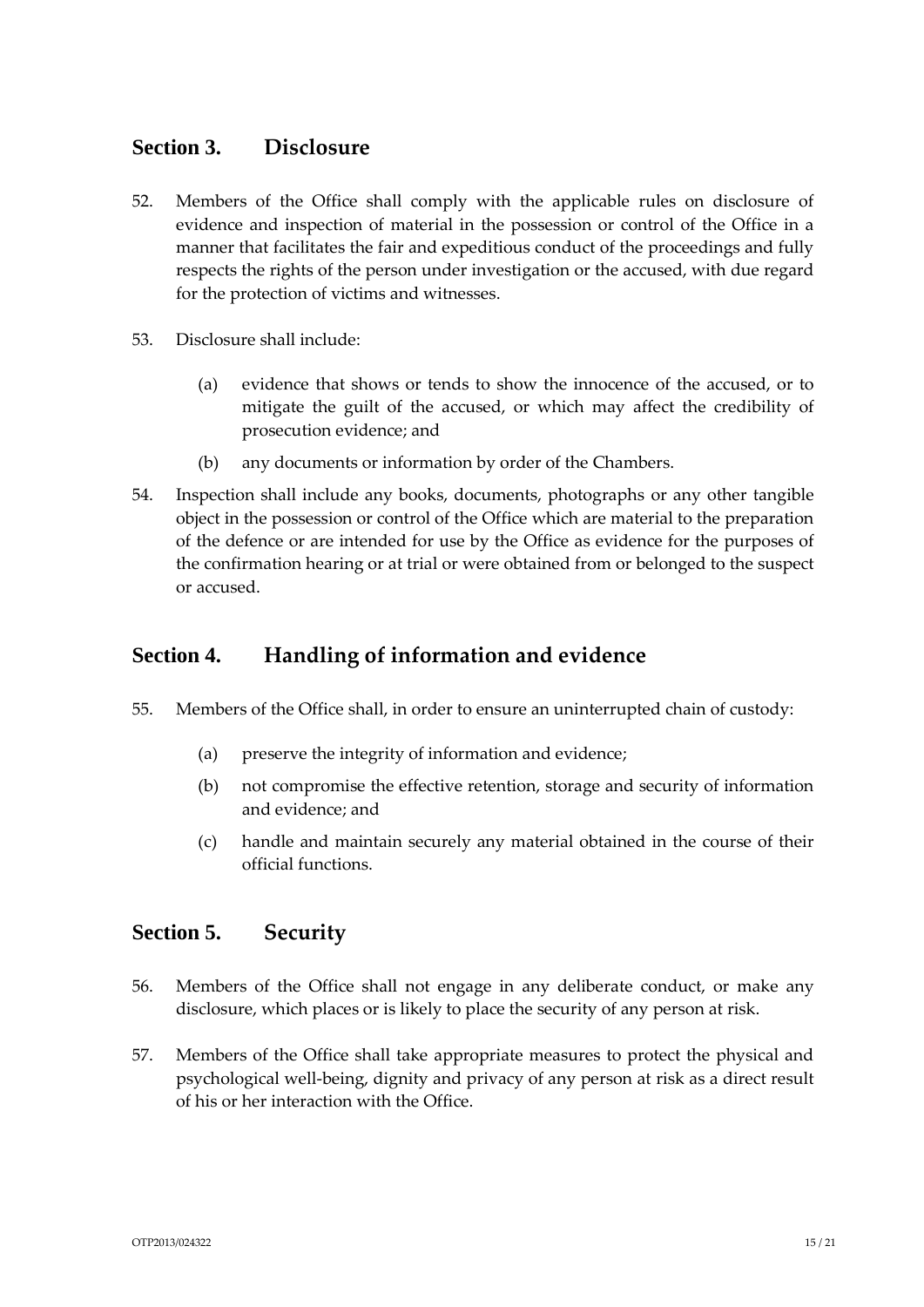## Section 3. Disclosure

52. Members of the Office shall comply with the applicable rules on disclosure of evidence and inspection of material in the possession or control of the Office in a manner that facilitates the fair and expeditious conduct of the proceedings and fully respects the rights of the person under investigation or the accused, with due regard for the protection of victims and witnesses.

53. Disclosure shall include:

    (a) evidence that shows or tends to show the innocence of the accused, or to mitigate the guilt of the accused, or which may affect the credibility of prosecution evidence; and

    (b) any documents or information by order of the Chambers.

54. Inspection shall include any books, documents, photographs or any other tangible object in the possession or control of the Office which are material to the preparation of the defence or are intended for use by the Office as evidence for the purposes of the confirmation hearing or at trial or were obtained from or belonged to the suspect or accused.

## Section 4. Handling of information and evidence

55. Members of the Office shall, in order to ensure an uninterrupted chain of custody:

    (a) preserve the integrity of information and evidence;

    (b) not compromise the effective retention, storage and security of information and evidence; and

    (c) handle and maintain securely any material obtained in the course of their official functions.

## Section 5. Security

56. Members of the Office shall not engage in any deliberate conduct, or make any disclosure, which places or is likely to place the security of any person at risk.

57. Members of the Office shall take appropriate measures to protect the physical and psychological well-being, dignity and privacy of any person at risk as a direct result of his or her interaction with the Office.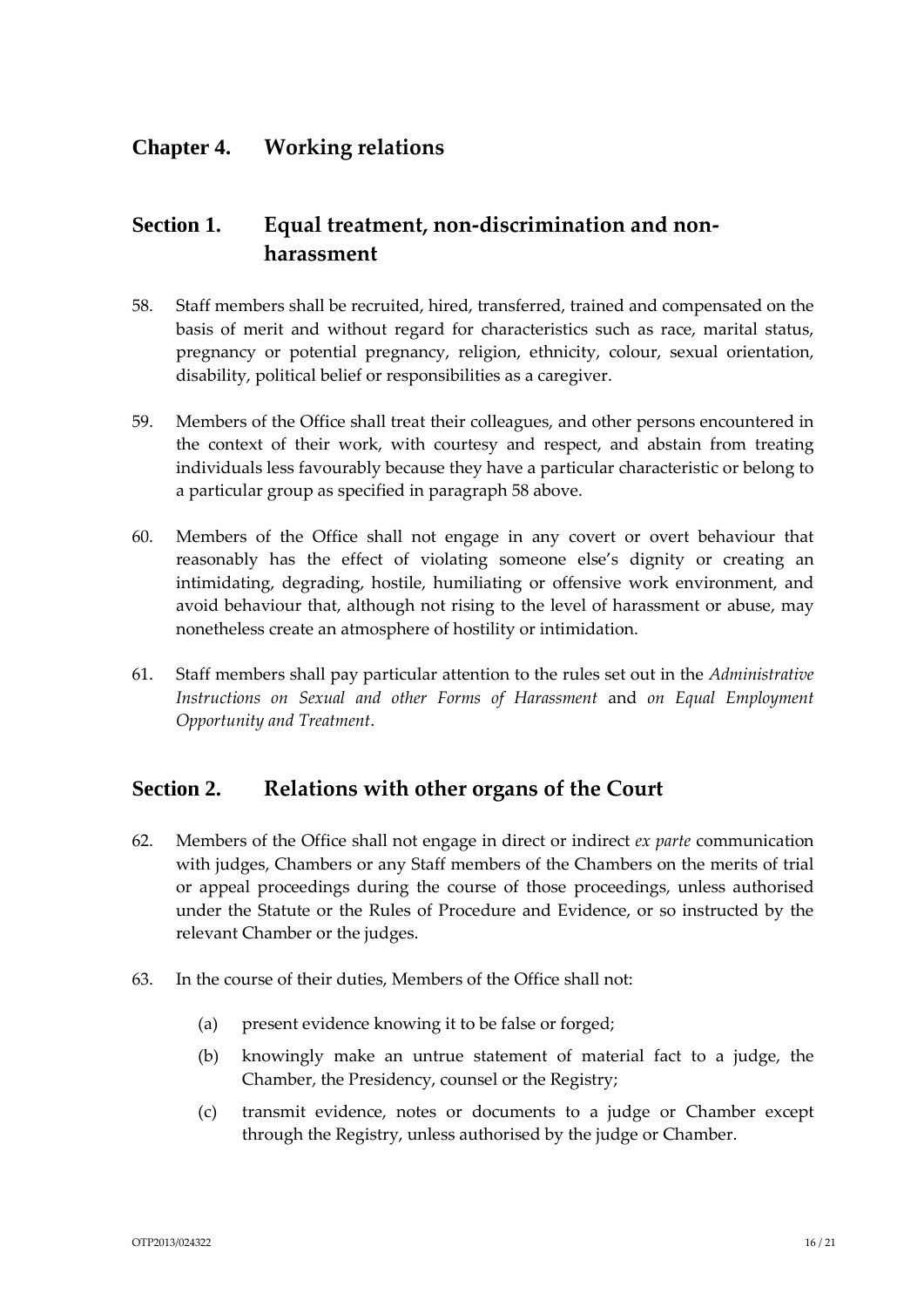# Chapter 4. Working relations

## Section 1. Equal treatment, non-discrimination and non-harassment

58. Staff members shall be recruited, hired, transferred, trained and compensated on the basis of merit and without regard for characteristics such as race, marital status, pregnancy or potential pregnancy, religion, ethnicity, colour, sexual orientation, disability, political belief or responsibilities as a caregiver.

59. Members of the Office shall treat their colleagues, and other persons encountered in the context of their work, with courtesy and respect, and abstain from treating individuals less favourably because they have a particular characteristic or belong to a particular group as specified in paragraph 58 above.

60. Members of the Office shall not engage in any covert or overt behaviour that reasonably has the effect of violating someone else's dignity or creating an intimidating, degrading, hostile, humiliating or offensive work environment, and avoid behaviour that, although not rising to the level of harassment or abuse, may nonetheless create an atmosphere of hostility or intimidation.

61. Staff members shall pay particular attention to the rules set out in the *Administrative Instructions on Sexual and other Forms of Harassment* and *on Equal Employment Opportunity and Treatment*.

## Section 2. Relations with other organs of the Court

62. Members of the Office shall not engage in direct or indirect *ex parte* communication with judges, Chambers or any Staff members of the Chambers on the merits of trial or appeal proceedings during the course of those proceedings, unless authorised under the Statute or the Rules of Procedure and Evidence, or so instructed by the relevant Chamber or the judges.

63. In the course of their duties, Members of the Office shall not:

    (a) present evidence knowing it to be false or forged;

    (b) knowingly make an untrue statement of material fact to a judge, the Chamber, the Presidency, counsel or the Registry;

    (c) transmit evidence, notes or documents to a judge or Chamber except through the Registry, unless authorised by the judge or Chamber.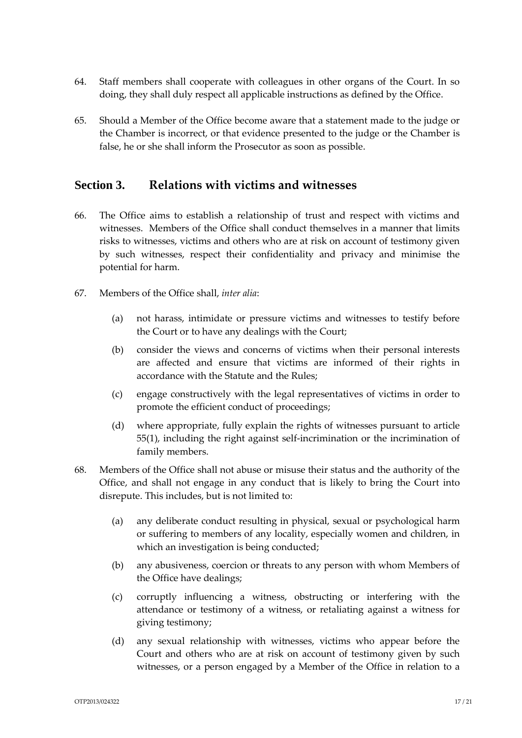64. Staff members shall cooperate with colleagues in other organs of the Court. In so doing, they shall duly respect all applicable instructions as defined by the Office.

65. Should a Member of the Office become aware that a statement made to the judge or the Chamber is incorrect, or that evidence presented to the judge or the Chamber is false, he or she shall inform the Prosecutor as soon as possible.

## Section 3. Relations with victims and witnesses

66. The Office aims to establish a relationship of trust and respect with victims and witnesses. Members of the Office shall conduct themselves in a manner that limits risks to witnesses, victims and others who are at risk on account of testimony given by such witnesses, respect their confidentiality and privacy and minimise the potential for harm.

67. Members of the Office shall, *inter alia*:

    (a) not harass, intimidate or pressure victims and witnesses to testify before the Court or to have any dealings with the Court;

    (b) consider the views and concerns of victims when their personal interests are affected and ensure that victims are informed of their rights in accordance with the Statute and the Rules;

    (c) engage constructively with the legal representatives of victims in order to promote the efficient conduct of proceedings;

    (d) where appropriate, fully explain the rights of witnesses pursuant to article 55(1), including the right against self-incrimination or the incrimination of family members.

68. Members of the Office shall not abuse or misuse their status and the authority of the Office, and shall not engage in any conduct that is likely to bring the Court into disrepute. This includes, but is not limited to:

    (a) any deliberate conduct resulting in physical, sexual or psychological harm or suffering to members of any locality, especially women and children, in which an investigation is being conducted;

    (b) any abusiveness, coercion or threats to any person with whom Members of the Office have dealings;

    (c) corruptly influencing a witness, obstructing or interfering with the attendance or testimony of a witness, or retaliating against a witness for giving testimony;

    (d) any sexual relationship with witnesses, victims who appear before the Court and others who are at risk on account of testimony given by such witnesses, or a person engaged by a Member of the Office in relation to a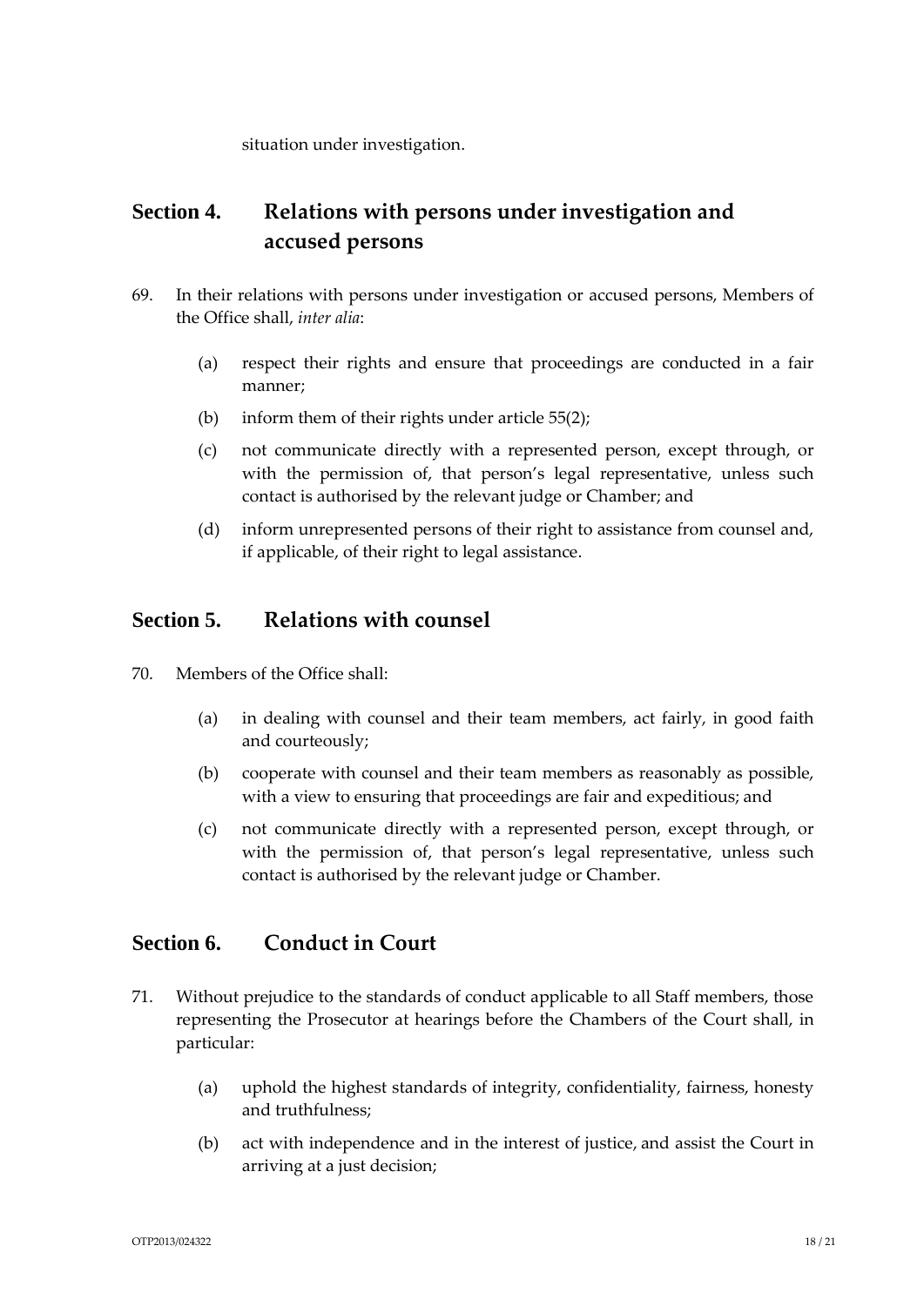situation under investigation.

## Section 4. Relations with persons under investigation and accused persons

69. In their relations with persons under investigation or accused persons, Members of the Office shall, *inter alia*:

    (a) respect their rights and ensure that proceedings are conducted in a fair manner;

    (b) inform them of their rights under article 55(2);

    (c) not communicate directly with a represented person, except through, or with the permission of, that person's legal representative, unless such contact is authorised by the relevant judge or Chamber; and

    (d) inform unrepresented persons of their right to assistance from counsel and, if applicable, of their right to legal assistance.

## Section 5. Relations with counsel

70. Members of the Office shall:

    (a) in dealing with counsel and their team members, act fairly, in good faith and courteously;

    (b) cooperate with counsel and their team members as reasonably as possible, with a view to ensuring that proceedings are fair and expeditious; and

    (c) not communicate directly with a represented person, except through, or with the permission of, that person's legal representative, unless such contact is authorised by the relevant judge or Chamber.

## Section 6. Conduct in Court

71. Without prejudice to the standards of conduct applicable to all Staff members, those representing the Prosecutor at hearings before the Chambers of the Court shall, in particular:

    (a) uphold the highest standards of integrity, confidentiality, fairness, honesty and truthfulness;

    (b) act with independence and in the interest of justice, and assist the Court in arriving at a just decision;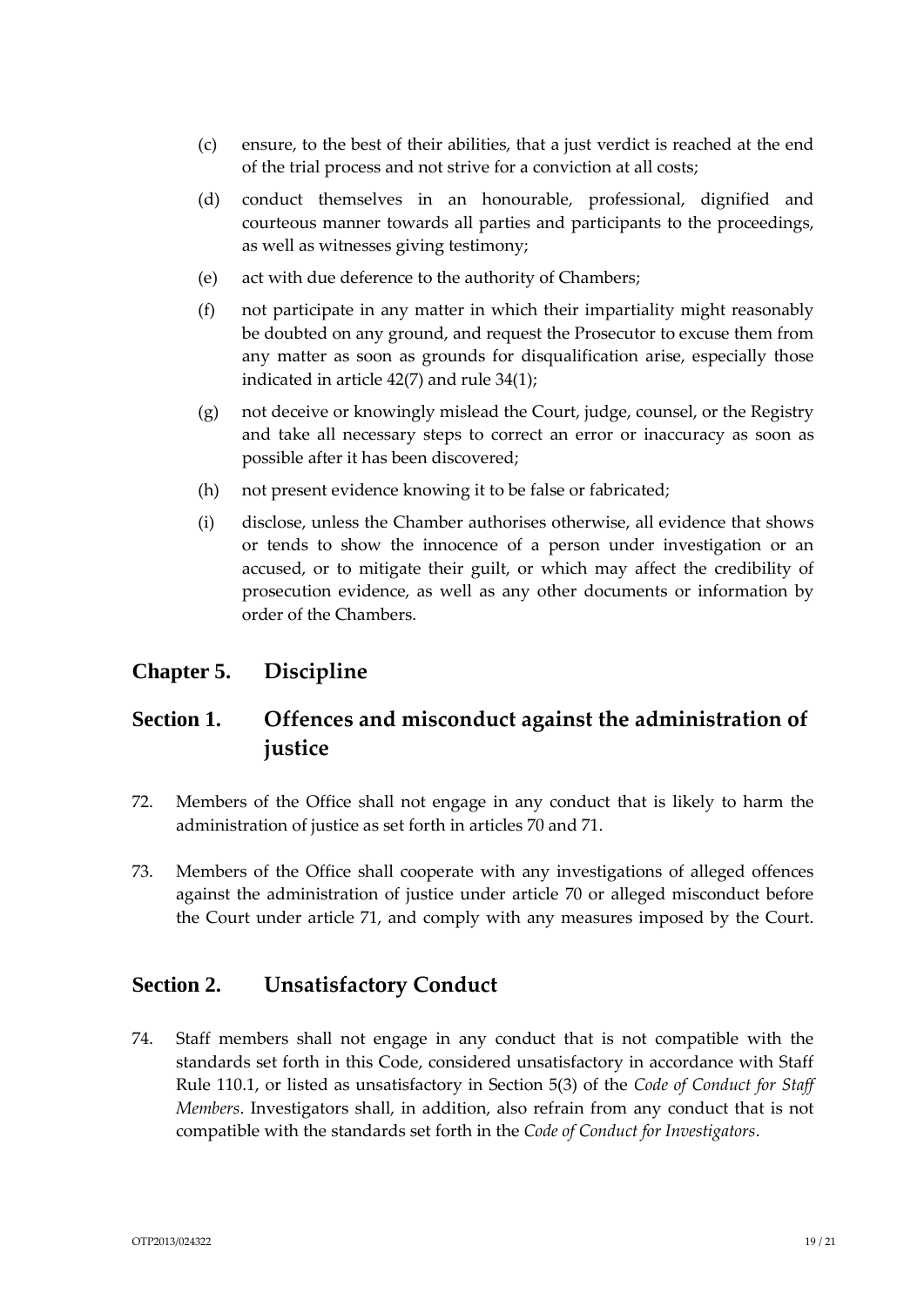(c) ensure, to the best of their abilities, that a just verdict is reached at the end of the trial process and not strive for a conviction at all costs;

(d) conduct themselves in an honourable, professional, dignified and courteous manner towards all parties and participants to the proceedings, as well as witnesses giving testimony;

(e) act with due deference to the authority of Chambers;

(f) not participate in any matter in which their impartiality might reasonably be doubted on any ground, and request the Prosecutor to excuse them from any matter as soon as grounds for disqualification arise, especially those indicated in article 42(7) and rule 34(1);

(g) not deceive or knowingly mislead the Court, judge, counsel, or the Registry and take all necessary steps to correct an error or inaccuracy as soon as possible after it has been discovered;

(h) not present evidence knowing it to be false or fabricated;

(i) disclose, unless the Chamber authorises otherwise, all evidence that shows or tends to show the innocence of a person under investigation or an accused, or to mitigate their guilt, or which may affect the credibility of prosecution evidence, as well as any other documents or information by order of the Chambers.

## Chapter 5. Discipline

### Section 1. Offences and misconduct against the administration of justice

72. Members of the Office shall not engage in any conduct that is likely to harm the administration of justice as set forth in articles 70 and 71.

73. Members of the Office shall cooperate with any investigations of alleged offences against the administration of justice under article 70 or alleged misconduct before the Court under article 71, and comply with any measures imposed by the Court.

### Section 2. Unsatisfactory Conduct

74. Staff members shall not engage in any conduct that is not compatible with the standards set forth in this Code, considered unsatisfactory in accordance with Staff Rule 110.1, or listed as unsatisfactory in Section 5(3) of the *Code of Conduct for Staff Members*. Investigators shall, in addition, also refrain from any conduct that is not compatible with the standards set forth in the *Code of Conduct for Investigators*.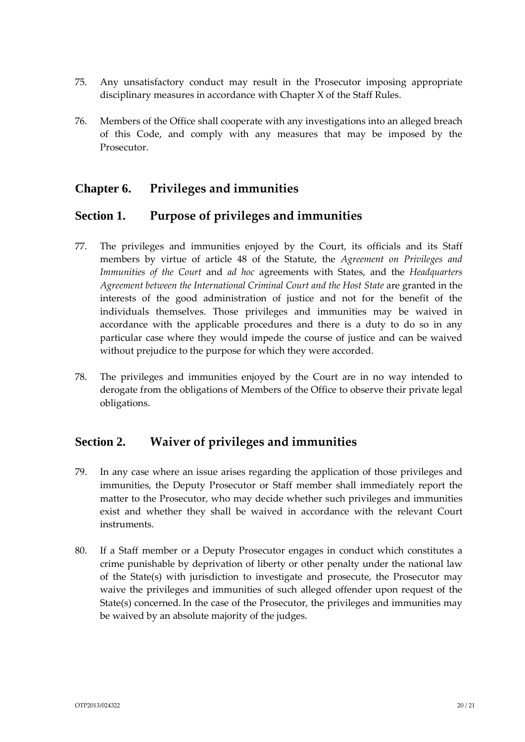75. Any unsatisfactory conduct may result in the Prosecutor imposing appropriate disciplinary measures in accordance with Chapter X of the Staff Rules.

76. Members of the Office shall cooperate with any investigations into an alleged breach of this Code, and comply with any measures that may be imposed by the Prosecutor.

## Chapter 6. Privileges and immunities

### Section 1. Purpose of privileges and immunities

77. The privileges and immunities enjoyed by the Court, its officials and its Staff members by virtue of article 48 of the Statute, the *Agreement on Privileges and Immunities of the Court* and *ad hoc* agreements with States, and the *Headquarters Agreement between the International Criminal Court and the Host State* are granted in the interests of the good administration of justice and not for the benefit of the individuals themselves. Those privileges and immunities may be waived in accordance with the applicable procedures and there is a duty to do so in any particular case where they would impede the course of justice and can be waived without prejudice to the purpose for which they were accorded.

78. The privileges and immunities enjoyed by the Court are in no way intended to derogate from the obligations of Members of the Office to observe their private legal obligations.

### Section 2. Waiver of privileges and immunities

79. In any case where an issue arises regarding the application of those privileges and immunities, the Deputy Prosecutor or Staff member shall immediately report the matter to the Prosecutor, who may decide whether such privileges and immunities exist and whether they shall be waived in accordance with the relevant Court instruments.

80. If a Staff member or a Deputy Prosecutor engages in conduct which constitutes a crime punishable by deprivation of liberty or other penalty under the national law of the State(s) with jurisdiction to investigate and prosecute, the Prosecutor may waive the privileges and immunities of such alleged offender upon request of the State(s) concerned. In the case of the Prosecutor, the privileges and immunities may be waived by an absolute majority of the judges.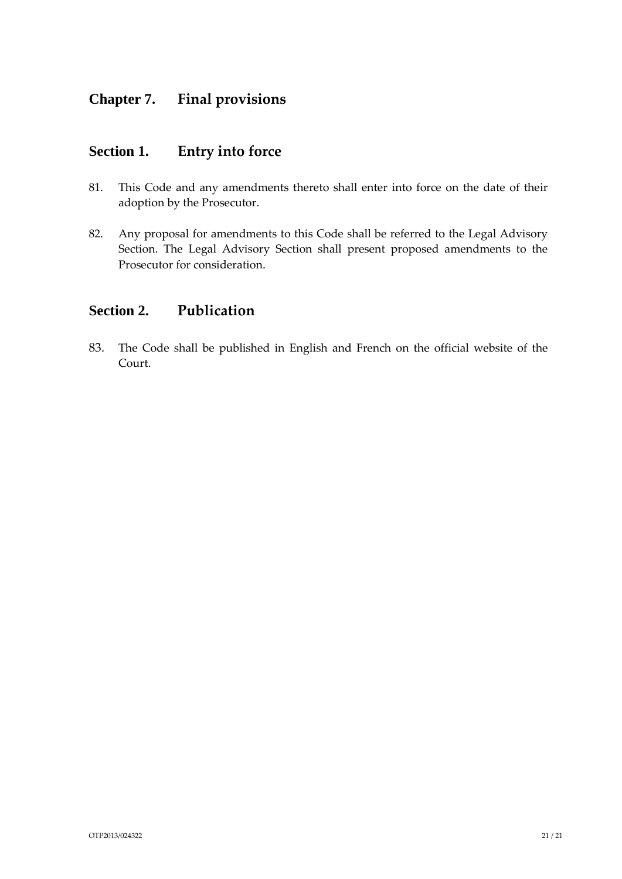## Chapter 7. Final provisions

### Section 1. Entry into force

81. This Code and any amendments thereto shall enter into force on the date of their adoption by the Prosecutor.

82. Any proposal for amendments to this Code shall be referred to the Legal Advisory Section. The Legal Advisory Section shall present proposed amendments to the Prosecutor for consideration.

### Section 2. Publication

83. The Code shall be published in English and French on the official website of the Court.